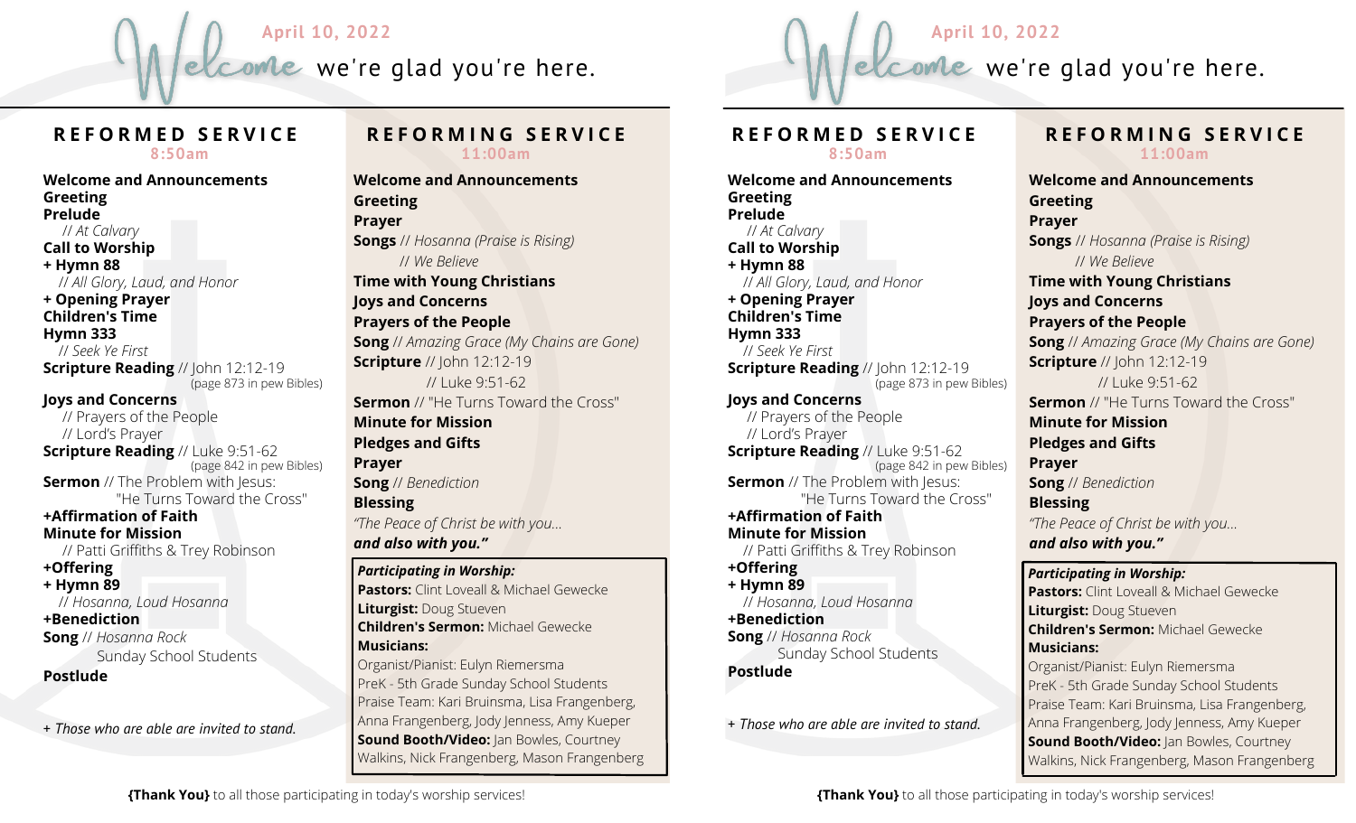# Welcome we're glad you're here.

**April 10, 2022**

## REFORMED SERVICE
**8:50am**

**Welcome and Announcements**
**Greeting**
**Prelude**
// *At Calvary*
**Call to Worship**
**+ Hymn 88**
// *All Glory, Laud, and Honor*
**+ Opening Prayer**
**Children's Time**
**Hymn 333**
// *Seek Ye First*
**Scripture Reading** // John 12:12-19
(page 873 in pew Bibles)

**Joys and Concerns**
// Prayers of the People
// Lord's Prayer
**Scripture Reading** // Luke 9:51-62
(page 842 in pew Bibles)
**Sermon** // The Problem with Jesus:
"He Turns Toward the Cross"
**+Affirmation of Faith**
**Minute for Mission**
// Patti Griffiths & Trey Robinson
**+Offering**
**+ Hymn 89**
// *Hosanna, Loud Hosanna*
**+Benediction**
**Song** // *Hosanna Rock*
Sunday School Students
**Postlude**

*+ Those who are able are invited to stand.*

## REFORMING SERVICE
**11:00am**

**Welcome and Announcements**
**Greeting**
**Prayer**
**Songs** // *Hosanna (Praise is Rising)*
// *We Believe*
**Time with Young Christians**
**Joys and Concerns**
**Prayers of the People**
**Song** // *Amazing Grace (My Chains are Gone)*
**Scripture** // John 12:12-19
// Luke 9:51-62
**Sermon** // "He Turns Toward the Cross"
**Minute for Mission**
**Pledges and Gifts**
**Prayer**
**Song** // *Benediction*
**Blessing**
*"The Peace of Christ be with you...*
***and also with you."***

***Participating in Worship:***
**Pastors:** Clint Loveall & Michael Gewecke
**Liturgist:** Doug Stueven
**Children's Sermon:** Michael Gewecke
**Musicians:**
Organist/Pianist: Eulyn Riemersma
PreK - 5th Grade Sunday School Students
Praise Team: Kari Bruinsma, Lisa Frangenberg, Anna Frangenberg, Jody Jenness, Amy Kueper
**Sound Booth/Video:** Jan Bowles, Courtney Walkins, Nick Frangenberg, Mason Frangenberg

**{Thank You}** to all those participating in today's worship services!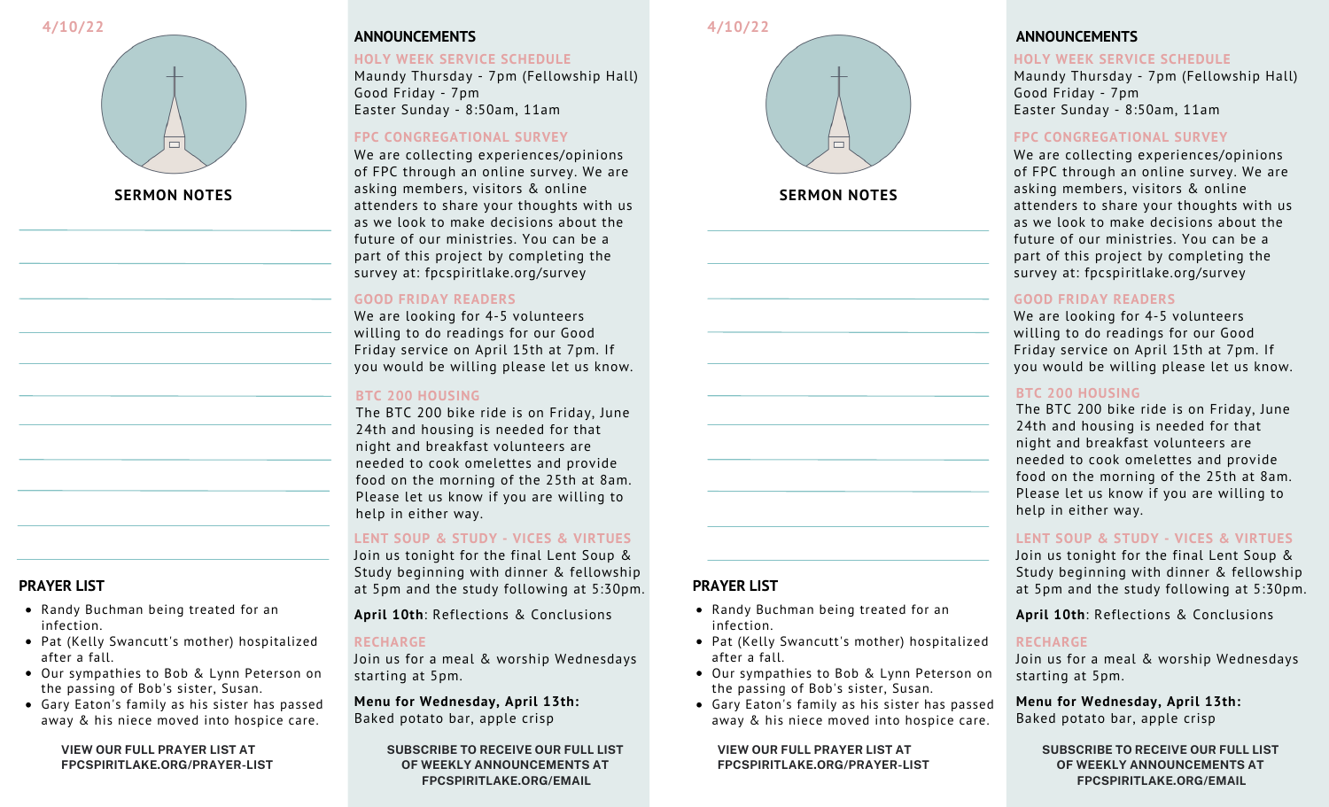4/10/22

**SERMON NOTES**

## PRAYER LIST

- Randy Buchman being treated for an infection.
- Pat (Kelly Swancutt's mother) hospitalized after a fall.
- Our sympathies to Bob & Lynn Peterson on the passing of Bob's sister, Susan.
- Gary Eaton's family as his sister has passed away & his niece moved into hospice care.

**VIEW OUR FULL PRAYER LIST AT FPCSPIRITLAKE.ORG/PRAYER-LIST**

## ANNOUNCEMENTS

### HOLY WEEK SERVICE SCHEDULE

Maundy Thursday - 7pm (Fellowship Hall)
Good Friday - 7pm
Easter Sunday - 8:50am, 11am

### FPC CONGREGATIONAL SURVEY

We are collecting experiences/opinions of FPC through an online survey. We are asking members, visitors & online attenders to share your thoughts with us as we look to make decisions about the future of our ministries. You can be a part of this project by completing the survey at: fpcspiritlake.org/survey

### GOOD FRIDAY READERS

We are looking for 4-5 volunteers willing to do readings for our Good Friday service on April 15th at 7pm. If you would be willing please let us know.

### BTC 200 HOUSING

The BTC 200 bike ride is on Friday, June 24th and housing is needed for that night and breakfast volunteers are needed to cook omelettes and provide food on the morning of the 25th at 8am. Please let us know if you are willing to help in either way.

### LENT SOUP & STUDY - VICES & VIRTUES

Join us tonight for the final Lent Soup & Study beginning with dinner & fellowship at 5pm and the study following at 5:30pm.

**April 10th**: Reflections & Conclusions

### RECHARGE

Join us for a meal & worship Wednesdays starting at 5pm.

**Menu for Wednesday, April 13th:**
Baked potato bar, apple crisp

**SUBSCRIBE TO RECEIVE OUR FULL LIST OF WEEKLY ANNOUNCEMENTS AT FPCSPIRITLAKE.ORG/EMAIL**

4/10/22

**SERMON NOTES**

## PRAYER LIST

- Randy Buchman being treated for an infection.
- Pat (Kelly Swancutt's mother) hospitalized after a fall.
- Our sympathies to Bob & Lynn Peterson on the passing of Bob's sister, Susan.
- Gary Eaton's family as his sister has passed away & his niece moved into hospice care.

**VIEW OUR FULL PRAYER LIST AT FPCSPIRITLAKE.ORG/PRAYER-LIST**

## ANNOUNCEMENTS

### HOLY WEEK SERVICE SCHEDULE

Maundy Thursday - 7pm (Fellowship Hall)
Good Friday - 7pm
Easter Sunday - 8:50am, 11am

### FPC CONGREGATIONAL SURVEY

We are collecting experiences/opinions of FPC through an online survey. We are asking members, visitors & online attenders to share your thoughts with us as we look to make decisions about the future of our ministries. You can be a part of this project by completing the survey at: fpcspiritlake.org/survey

### GOOD FRIDAY READERS

We are looking for 4-5 volunteers willing to do readings for our Good Friday service on April 15th at 7pm. If you would be willing please let us know.

### BTC 200 HOUSING

The BTC 200 bike ride is on Friday, June 24th and housing is needed for that night and breakfast volunteers are needed to cook omelettes and provide food on the morning of the 25th at 8am. Please let us know if you are willing to help in either way.

### LENT SOUP & STUDY - VICES & VIRTUES

Join us tonight for the final Lent Soup & Study beginning with dinner & fellowship at 5pm and the study following at 5:30pm.

**April 10th**: Reflections & Conclusions

### RECHARGE

Join us for a meal & worship Wednesdays starting at 5pm.

**Menu for Wednesday, April 13th:**
Baked potato bar, apple crisp

**SUBSCRIBE TO RECEIVE OUR FULL LIST OF WEEKLY ANNOUNCEMENTS AT FPCSPIRITLAKE.ORG/EMAIL**